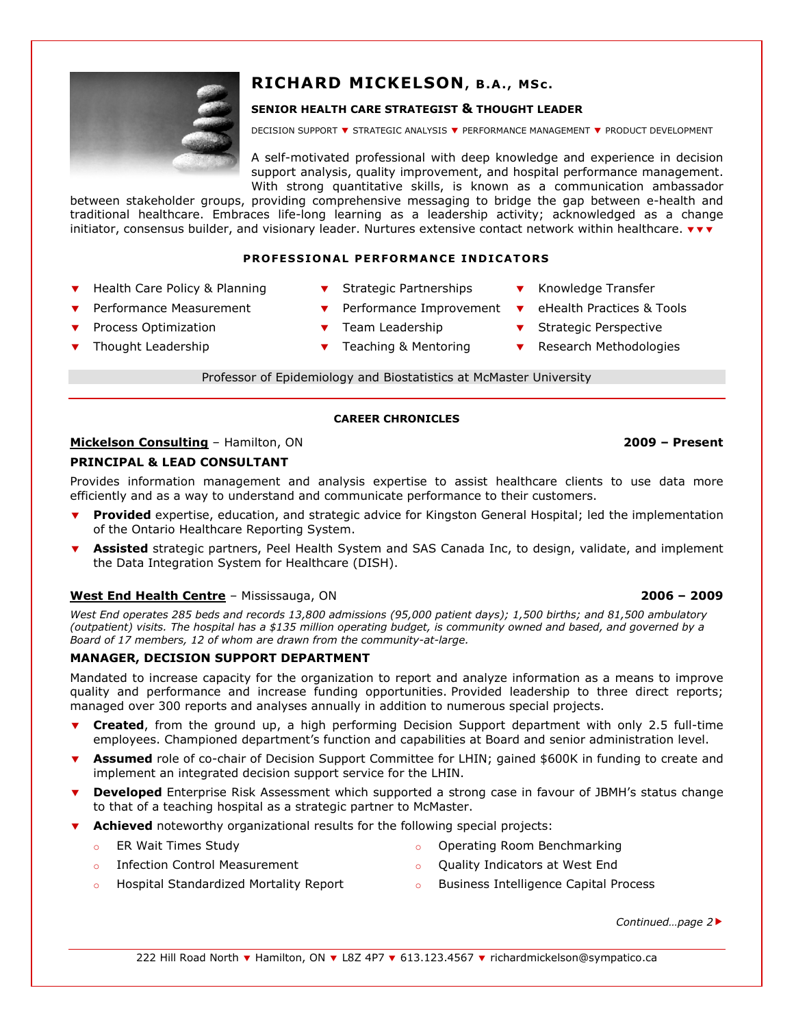# RICHARD MICKELSON, B.A., MSc.

**SENIOR HEALTH CARE STRATEGIST & THOUGHT LEADER**

DECISION SUPPORT ▼ STRATEGIC ANALYSIS ▼ PERFORMANCE MANAGEMENT ▼ PRODUCT DEVELOPMENT

A self-motivated professional with deep knowledge and experience in decision support analysis, quality improvement, and hospital performance management. With strong quantitative skills, is known as a communication ambassador between stakeholder groups, providing comprehensive messaging to bridge the gap between e-health and traditional healthcare. Embraces life-long learning as a leadership activity; acknowledged as a change initiator, consensus builder, and visionary leader. Nurtures extensive contact network within healthcare. ▼▼▼

## PROFESSIONAL PERFORMANCE INDICATORS

- Health Care Policy & Planning
- Performance Measurement
- Process Optimization
- Thought Leadership
- Strategic Partnerships
- Performance Improvement
- Team Leadership
- Teaching & Mentoring
- Knowledge Transfer
- eHealth Practices & Tools
- Strategic Perspective
- Research Methodologies

Professor of Epidemiology and Biostatistics at McMaster University

## CAREER CHRONICLES

**Mickelson Consulting** – Hamilton, ON **2009 – Present**

**PRINCIPAL & LEAD CONSULTANT**

Provides information management and analysis expertise to assist healthcare clients to use data more efficiently and as a way to understand and communicate performance to their customers.

- **Provided** expertise, education, and strategic advice for Kingston General Hospital; led the implementation of the Ontario Healthcare Reporting System.
- **Assisted** strategic partners, Peel Health System and SAS Canada Inc, to design, validate, and implement the Data Integration System for Healthcare (DISH).

**West End Health Centre** – Mississauga, ON **2006 – 2009**

*West End operates 285 beds and records 13,800 admissions (95,000 patient days); 1,500 births; and 81,500 ambulatory (outpatient) visits. The hospital has a $135 million operating budget, is community owned and based, and governed by a Board of 17 members, 12 of whom are drawn from the community-at-large.*

**MANAGER, DECISION SUPPORT DEPARTMENT**

Mandated to increase capacity for the organization to report and analyze information as a means to improve quality and performance and increase funding opportunities. Provided leadership to three direct reports; managed over 300 reports and analyses annually in addition to numerous special projects.

- **Created**, from the ground up, a high performing Decision Support department with only 2.5 full-time employees. Championed department's function and capabilities at Board and senior administration level.
- **Assumed** role of co-chair of Decision Support Committee for LHIN; gained $600K in funding to create and implement an integrated decision support service for the LHIN.
- **Developed** Enterprise Risk Assessment which supported a strong case in favour of JBMH's status change to that of a teaching hospital as a strategic partner to McMaster.
- **Achieved** noteworthy organizational results for the following special projects:
  - ER Wait Times Study
  - Infection Control Measurement
  - Hospital Standardized Mortality Report
  - Operating Room Benchmarking
  - Quality Indicators at West End
  - Business Intelligence Capital Process

*Continued…page 2*

222 Hill Road North ▼ Hamilton, ON ▼ L8Z 4P7 ▼ 613.123.4567 ▼ richardmickelson@sympatico.ca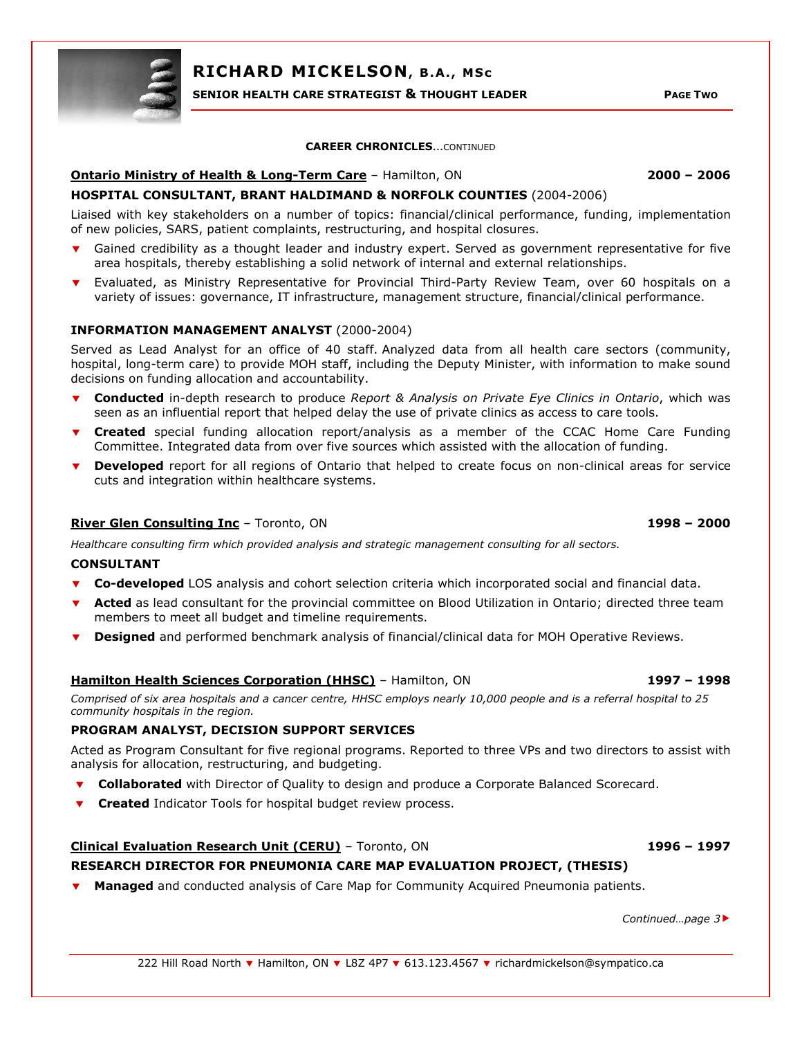### CAREER CHRONICLES...CONTINUED

**Ontario Ministry of Health & Long-Term Care** – Hamilton, ON **2000 – 2006**

**HOSPITAL CONSULTANT, BRANT HALDIMAND & NORFOLK COUNTIES** (2004-2006)

Liaised with key stakeholders on a number of topics: financial/clinical performance, funding, implementation of new policies, SARS, patient complaints, restructuring, and hospital closures.

- Gained credibility as a thought leader and industry expert. Served as government representative for five area hospitals, thereby establishing a solid network of internal and external relationships.
- Evaluated, as Ministry Representative for Provincial Third-Party Review Team, over 60 hospitals on a variety of issues: governance, IT infrastructure, management structure, financial/clinical performance.

**INFORMATION MANAGEMENT ANALYST** (2000-2004)

Served as Lead Analyst for an office of 40 staff. Analyzed data from all health care sectors (community, hospital, long-term care) to provide MOH staff, including the Deputy Minister, with information to make sound decisions on funding allocation and accountability.

- **Conducted** in-depth research to produce *Report & Analysis on Private Eye Clinics in Ontario*, which was seen as an influential report that helped delay the use of private clinics as access to care tools.
- **Created** special funding allocation report/analysis as a member of the CCAC Home Care Funding Committee. Integrated data from over five sources which assisted with the allocation of funding.
- **Developed** report for all regions of Ontario that helped to create focus on non-clinical areas for service cuts and integration within healthcare systems.

**River Glen Consulting Inc** – Toronto, ON **1998 – 2000**

*Healthcare consulting firm which provided analysis and strategic management consulting for all sectors.*

**CONSULTANT**

- **Co-developed** LOS analysis and cohort selection criteria which incorporated social and financial data.
- **Acted** as lead consultant for the provincial committee on Blood Utilization in Ontario; directed three team members to meet all budget and timeline requirements.
- **Designed** and performed benchmark analysis of financial/clinical data for MOH Operative Reviews.

**Hamilton Health Sciences Corporation (HHSC)** – Hamilton, ON **1997 – 1998**

*Comprised of six area hospitals and a cancer centre, HHSC employs nearly 10,000 people and is a referral hospital to 25 community hospitals in the region.*

**PROGRAM ANALYST, DECISION SUPPORT SERVICES**

Acted as Program Consultant for five regional programs. Reported to three VPs and two directors to assist with analysis for allocation, restructuring, and budgeting.

- **Collaborated** with Director of Quality to design and produce a Corporate Balanced Scorecard.
- **Created** Indicator Tools for hospital budget review process.

**Clinical Evaluation Research Unit (CERU)** – Toronto, ON **1996 – 1997**

**RESEARCH DIRECTOR FOR PNEUMONIA CARE MAP EVALUATION PROJECT, (THESIS)**

- **Managed** and conducted analysis of Care Map for Community Acquired Pneumonia patients.

*Continued…page 3*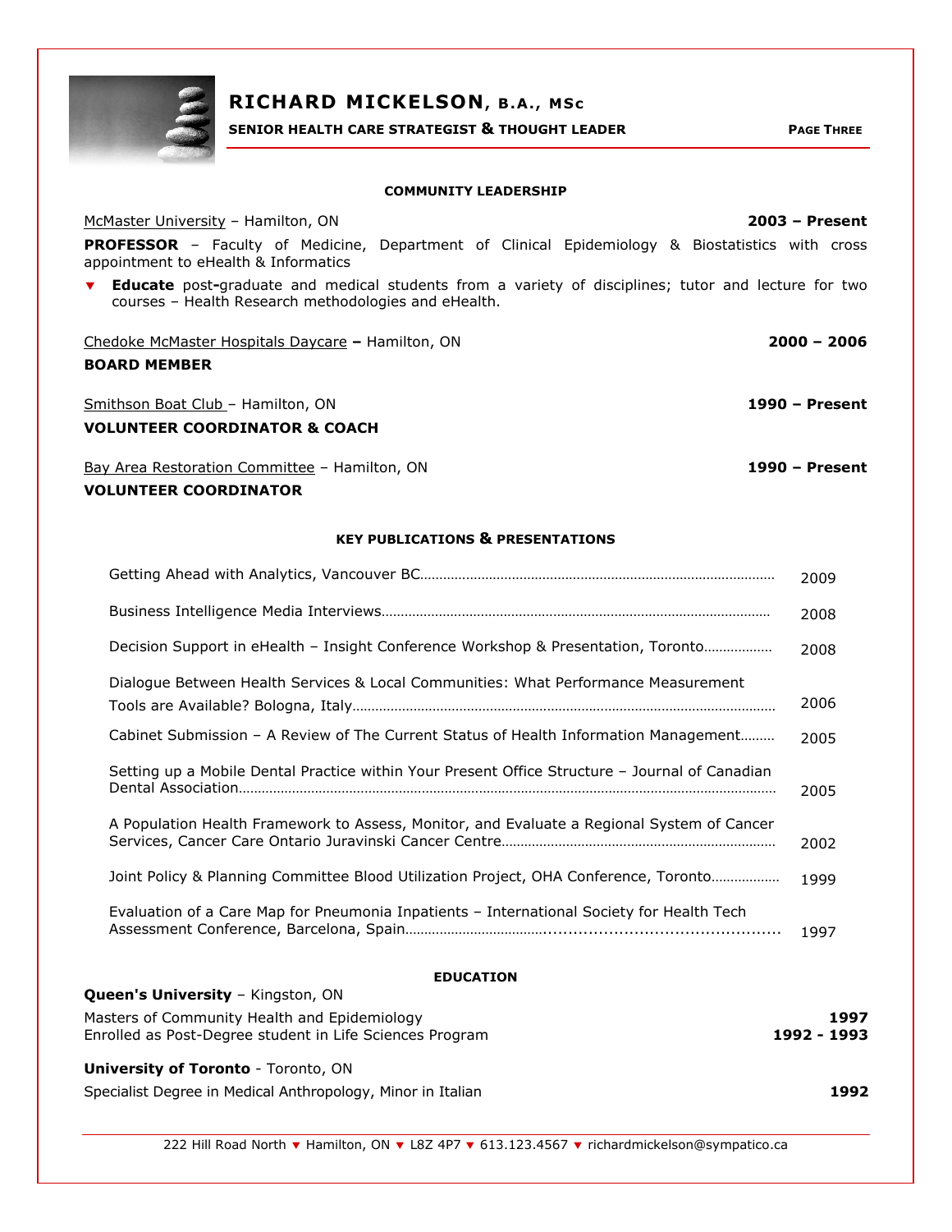# RICHARD MICKELSON, B.A., MSc

**SENIOR HEALTH CARE STRATEGIST & THOUGHT LEADER**

## COMMUNITY LEADERSHIP

McMaster University – Hamilton, ON **2003 – Present**

**PROFESSOR** – Faculty of Medicine, Department of Clinical Epidemiology & Biostatistics with cross appointment to eHealth & Informatics

- **Educate** post-graduate and medical students from a variety of disciplines; tutor and lecture for two courses – Health Research methodologies and eHealth.

Chedoke McMaster Hospitals Daycare – Hamilton, ON **2000 – 2006**

**BOARD MEMBER**

Smithson Boat Club – Hamilton, ON **1990 – Present**

**VOLUNTEER COORDINATOR & COACH**

Bay Area Restoration Committee – Hamilton, ON **1990 – Present**

**VOLUNTEER COORDINATOR**

## KEY PUBLICATIONS & PRESENTATIONS

| | |
|---|---|
| Getting Ahead with Analytics, Vancouver BC | 2009 |
| Business Intelligence Media Interviews | 2008 |
| Decision Support in eHealth – Insight Conference Workshop & Presentation, Toronto | 2008 |
| Dialogue Between Health Services & Local Communities: What Performance Measurement Tools are Available? Bologna, Italy | 2006 |
| Cabinet Submission – A Review of The Current Status of Health Information Management | 2005 |
| Setting up a Mobile Dental Practice within Your Present Office Structure – Journal of Canadian Dental Association | 2005 |
| A Population Health Framework to Assess, Monitor, and Evaluate a Regional System of Cancer Services, Cancer Care Ontario Juravinski Cancer Centre | 2002 |
| Joint Policy & Planning Committee Blood Utilization Project, OHA Conference, Toronto | 1999 |
| Evaluation of a Care Map for Pneumonia Inpatients – International Society for Health Tech Assessment Conference, Barcelona, Spain | 1997 |

## EDUCATION

**Queen's University** – Kingston, ON

Masters of Community Health and Epidemiology **1997**
Enrolled as Post-Degree student in Life Sciences Program **1992 - 1993**

**University of Toronto** - Toronto, ON

Specialist Degree in Medical Anthropology, Minor in Italian **1992**

222 Hill Road North ▼ Hamilton, ON ▼ L8Z 4P7 ▼ 613.123.4567 ▼ richardmickelson@sympatico.ca